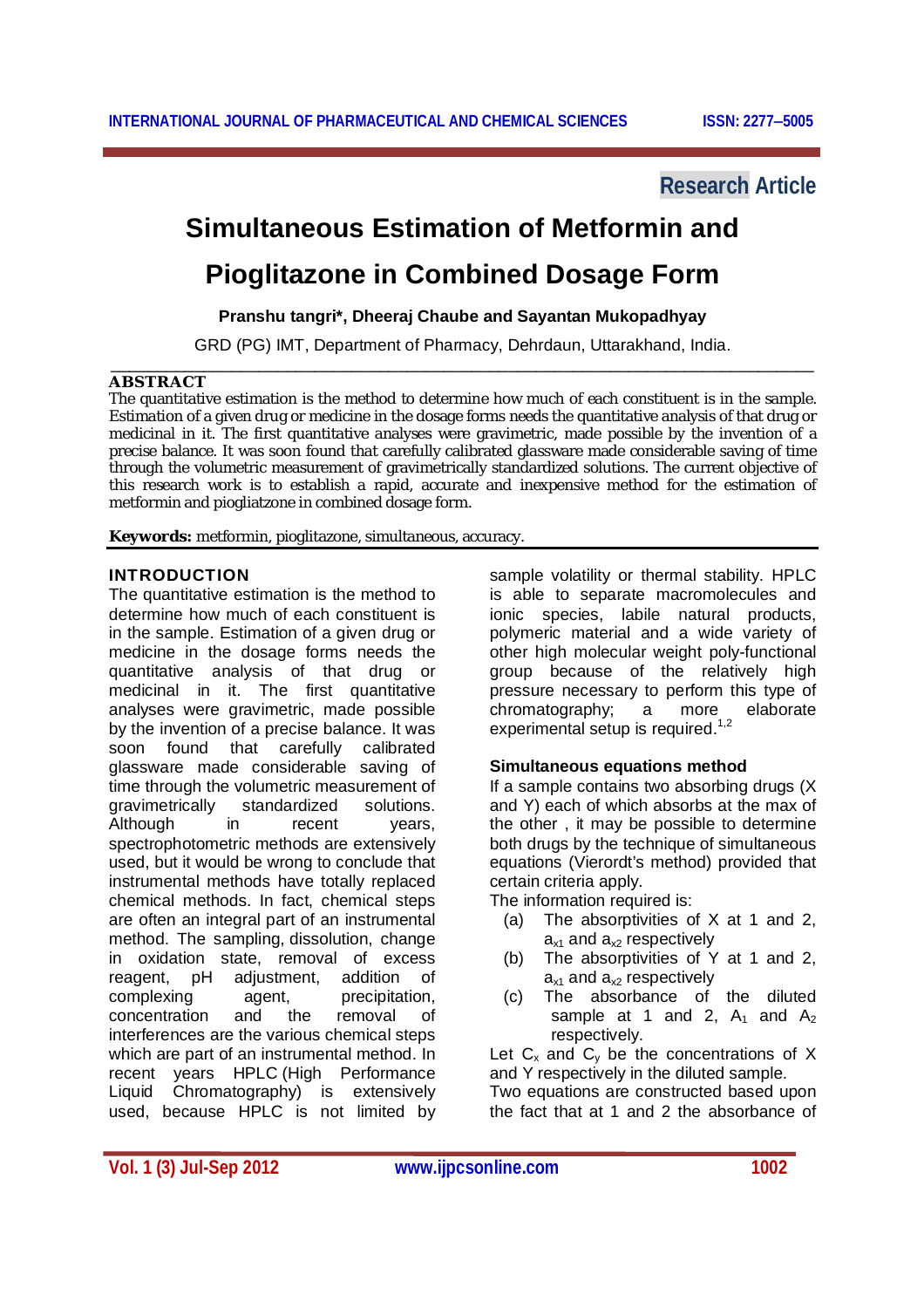Research Article

# Simultaneous Estimation of Metformin and Pioglitazone in Combined Dosage Form

**Pranshu tangri*, Dheeraj Chaube and Sayantan Mukopadhyay**

GRD (PG) IMT, Department of Pharmacy, Dehrdaun, Uttarakhand, India.

## ABSTRACT

The quantitative estimation is the method to determine how much of each constituent is in the sample. Estimation of a given drug or medicine in the dosage forms needs the quantitative analysis of that drug or medicinal in it. The first quantitative analyses were gravimetric, made possible by the invention of a precise balance. It was soon found that carefully calibrated glassware made considerable saving of time through the volumetric measurement of gravimetrically standardized solutions. The current objective of this research work is to establish a rapid, accurate and inexpensive method for the estimation of metformin and piogliatzone in combined dosage form.

**Keywords:** metformin, pioglitazone, simultaneous, accuracy.

## INTRODUCTION

The quantitative estimation is the method to determine how much of each constituent is in the sample. Estimation of a given drug or medicine in the dosage forms needs the quantitative analysis of that drug or medicinal in it. The first quantitative analyses were gravimetric, made possible by the invention of a precise balance. It was soon found that carefully calibrated glassware made considerable saving of time through the volumetric measurement of gravimetrically standardized solutions. Although in recent years, spectrophotometric methods are extensively used, but it would be wrong to conclude that instrumental methods have totally replaced chemical methods. In fact, chemical steps are often an integral part of an instrumental method. The sampling, dissolution, change in oxidation state, removal of excess reagent, pH adjustment, addition of complexing agent, precipitation, concentration and the removal of interferences are the various chemical steps which are part of an instrumental method. In recent years HPLC (High Performance Liquid Chromatography) is extensively used, because HPLC is not limited by sample volatility or thermal stability. HPLC is able to separate macromolecules and ionic species, labile natural products, polymeric material and a wide variety of other high molecular weight poly-functional group because of the relatively high pressure necessary to perform this type of chromatography; a more elaborate experimental setup is required.[1,2]

### Simultaneous equations method

If a sample contains two absorbing drugs (X and Y) each of which absorbs at the max of the other , it may be possible to determine both drugs by the technique of simultaneous equations (Vierordt's method) provided that certain criteria apply.

The information required is:

(a) The absorptivities of X at 1 and 2, $a_{x1}$ and $a_{x2}$ respectively

(b) The absorptivities of Y at 1 and 2, $a_{x1}$ and $a_{x2}$ respectively

(c) The absorbance of the diluted sample at 1 and 2, $A_1$ and $A_2$ respectively.

Let $C_x$ and $C_y$ be the concentrations of X and Y respectively in the diluted sample.

Two equations are constructed based upon the fact that at 1 and 2 the absorbance of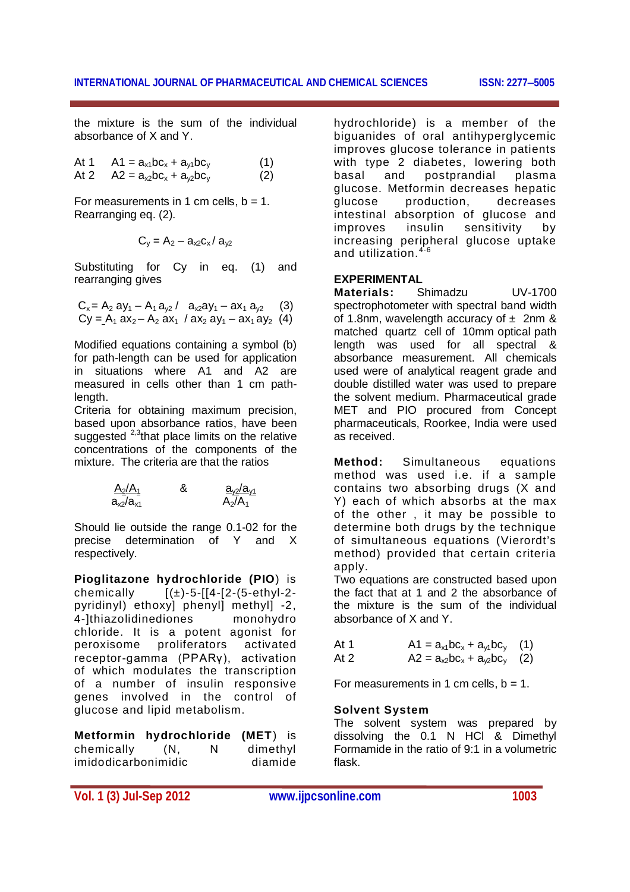the mixture is the sum of the individual absorbance of X and Y.

At 1 $A1 = a_{x1}bc_x + a_{y1}bc_y$ (1)
At 2 $A2 = a_{x2}bc_x + a_{y2}bc_y$ (2)

For measurements in 1 cm cells, b = 1. Rearranging eq. (2).

$$C_y = A_2 - a_{x2}c_x / a_{y2}$$

Substituting for Cy in eq. (1) and rearranging gives

$$C_x = A_2\, ay_1 - A_1\, a_{y2} / \; a_{x2}ay_1 - ax_1\, a_{y2} \quad (3)$$
$$Cy = A_1\, ax_2 - A_2\, ax_1 \; / \; ax_2\, ay_1 - ax_1\, ay_2 \quad (4)$$

Modified equations containing a symbol (b) for path-length can be used for application in situations where A1 and A2 are measured in cells other than 1 cm path-length.

Criteria for obtaining maximum precision, based upon absorbance ratios, have been suggested [2,3]that place limits on the relative concentrations of the components of the mixture. The criteria are that the ratios

$$\frac{A_2/A_1}{a_{x2}/a_{x1}} \quad \& \quad \frac{a_{y2}/a_{y1}}{A_2/A_1}$$

Should lie outside the range 0.1-02 for the precise determination of Y and X respectively.

**Pioglitazone hydrochloride (PIO**) is chemically [(±)-5-[[4-[2-(5-ethyl-2-pyridinyl) ethoxy] phenyl] methyl] -2, 4-]thiazolidinediones monohydro chloride. It is a potent agonist for peroxisome proliferators activated receptor-gamma (PPARγ), activation of which modulates the transcription of a number of insulin responsive genes involved in the control of glucose and lipid metabolism.

**Metformin hydrochloride (MET**) is chemically (N, N dimethyl imidodicarbonimidic diamide hydrochloride) is a member of the biguanides of oral antihyperglycemic improves glucose tolerance in patients with type 2 diabetes, lowering both basal and postprandial plasma glucose. Metformin decreases hepatic glucose production, decreases intestinal absorption of glucose and improves insulin sensitivity by increasing peripheral glucose uptake and utilization.[4-6]

## EXPERIMENTAL

**Materials:** Shimadzu UV-1700 spectrophotometer with spectral band width of 1.8nm, wavelength accuracy of ± 2nm & matched quartz cell of 10mm optical path length was used for all spectral & absorbance measurement. All chemicals used were of analytical reagent grade and double distilled water was used to prepare the solvent medium. Pharmaceutical grade MET and PIO procured from Concept pharmaceuticals, Roorkee, India were used as received.

**Method:** Simultaneous equations method was used i.e. if a sample contains two absorbing drugs (X and Y) each of which absorbs at the max of the other , it may be possible to determine both drugs by the technique of simultaneous equations (Vierordt's method) provided that certain criteria apply.

Two equations are constructed based upon the fact that at 1 and 2 the absorbance of the mixture is the sum of the individual absorbance of X and Y.

At 1 $A1 = a_{x1}bc_x + a_{y1}bc_y$ (1)
At 2 $A2 = a_{x2}bc_x + a_{y2}bc_y$ (2)

For measurements in 1 cm cells, b = 1.

**Solvent System**

The solvent system was prepared by dissolving the 0.1 N HCl & Dimethyl Formamide in the ratio of 9:1 in a volumetric flask.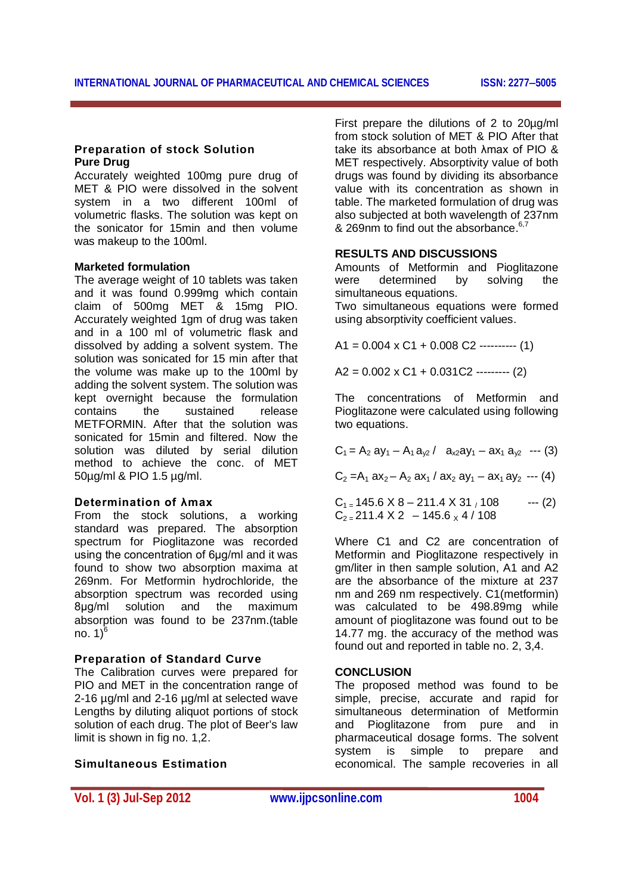### Preparation of stock Solution

#### Pure Drug

Accurately weighted 100mg pure drug of MET & PIO were dissolved in the solvent system in a two different 100ml of volumetric flasks. The solution was kept on the sonicator for 15min and then volume was makeup to the 100ml.

#### Marketed formulation

The average weight of 10 tablets was taken and it was found 0.999mg which contain claim of 500mg MET & 15mg PIO. Accurately weighted 1gm of drug was taken and in a 100 ml of volumetric flask and dissolved by adding a solvent system. The solution was sonicated for 15 min after that the volume was make up to the 100ml by adding the solvent system. The solution was kept overnight because the formulation contains the sustained release METFORMIN. After that the solution was sonicated for 15min and filtered. Now the solution was diluted by serial dilution method to achieve the conc. of MET 50µg/ml & PIO 1.5 µg/ml.

### Determination of λmax

From the stock solutions, a working standard was prepared. The absorption spectrum for Pioglitazone was recorded using the concentration of 6µg/ml and it was found to show two absorption maxima at 269nm. For Metformin hydrochloride, the absorption spectrum was recorded using 8µg/ml solution and the maximum absorption was found to be 237nm.(table no. 1)[6]

### Preparation of Standard Curve

The Calibration curves were prepared for PIO and MET in the concentration range of 2-16 µg/ml and 2-16 µg/ml at selected wave Lengths by diluting aliquot portions of stock solution of each drug. The plot of Beer's law limit is shown in fig no. 1,2.

### Simultaneous Estimation

First prepare the dilutions of 2 to 20µg/ml from stock solution of MET & PIO After that take its absorbance at both λmax of PIO & MET respectively. Absorptivity value of both drugs was found by dividing its absorbance value with its concentration as shown in table. The marketed formulation of drug was also subjected at both wavelength of 237nm & 269nm to find out the absorbance.[6,7]

## RESULTS AND DISCUSSIONS

Amounts of Metformin and Pioglitazone were determined by solving the simultaneous equations.

Two simultaneous equations were formed using absorptivity coefficient values.

$$A1 = 0.004 \times C1 + 0.008\ C2 \text{ ---------- (1)}$$

$$A2 = 0.002 \times C1 + 0.031C2 \text{ --------- (2)}$$

The concentrations of Metformin and Pioglitazone were calculated using following two equations.

$$C_1 = A_2\ ay_1 - A_1\ a_{y2} / \ \ a_{x2}ay_1 - ax_1\ a_{y2} \text{ --- (3)}$$

$$C_2 = A_1\ ax_2 - A_2\ ax_1 / ax_2\ ay_1 - ax_1\ ay_2 \text{ --- (4)}$$

$$C_1 = 145.6 \text{ X } 8 - 211.4 \text{ X } 31 / 108 \quad \text{--- (2)}$$
$$C_2 = 211.4 \text{ X } 2 \ - 145.6 \times 4 / 108$$

Where C1 and C2 are concentration of Metformin and Pioglitazone respectively in gm/liter in then sample solution, A1 and A2 are the absorbance of the mixture at 237 nm and 269 nm respectively. C1(metformin) was calculated to be 498.89mg while amount of pioglitazone was found out to be 14.77 mg. the accuracy of the method was found out and reported in table no. 2, 3,4.

## CONCLUSION

The proposed method was found to be simple, precise, accurate and rapid for simultaneous determination of Metformin and Pioglitazone from pure and in pharmaceutical dosage forms. The solvent system is simple to prepare and economical. The sample recoveries in all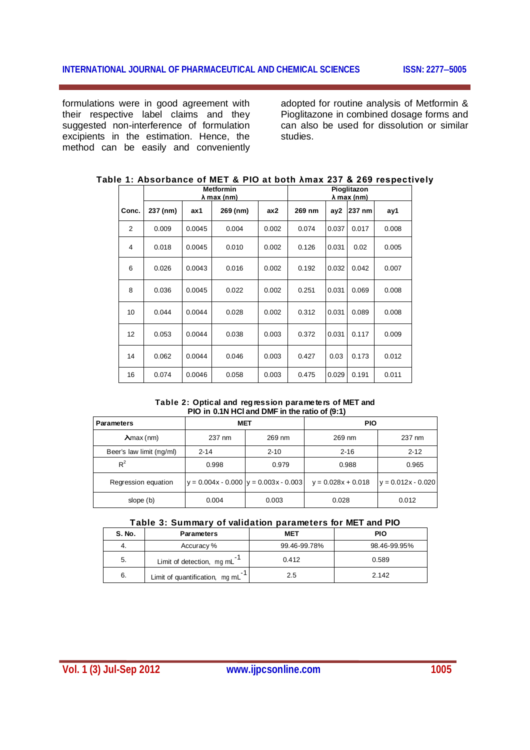formulations were in good agreement with their respective label claims and they suggested non-interference of formulation excipients in the estimation. Hence, the method can be easily and conveniently adopted for routine analysis of Metformin & Pioglitazone in combined dosage forms and can also be used for dissolution or similar studies.

**Table 1: Absorbance of MET & PIO at both λmax 237 & 269 respectively**

| | Metformin λ max (nm) | | | | Pioglitazon λ max (nm) | | | |
|---|---|---|---|---|---|---|---|---|
| Conc. | 237 (nm) | ax1 | 269 (nm) | ax2 | 269 nm | ay2 | 237 nm | ay1 |
| 2 | 0.009 | 0.0045 | 0.004 | 0.002 | 0.074 | 0.037 | 0.017 | 0.008 |
| 4 | 0.018 | 0.0045 | 0.010 | 0.002 | 0.126 | 0.031 | 0.02 | 0.005 |
| 6 | 0.026 | 0.0043 | 0.016 | 0.002 | 0.192 | 0.032 | 0.042 | 0.007 |
| 8 | 0.036 | 0.0045 | 0.022 | 0.002 | 0.251 | 0.031 | 0.069 | 0.008 |
| 10 | 0.044 | 0.0044 | 0.028 | 0.002 | 0.312 | 0.031 | 0.089 | 0.008 |
| 12 | 0.053 | 0.0044 | 0.038 | 0.003 | 0.372 | 0.031 | 0.117 | 0.009 |
| 14 | 0.062 | 0.0044 | 0.046 | 0.003 | 0.427 | 0.03 | 0.173 | 0.012 |
| 16 | 0.074 | 0.0046 | 0.058 | 0.003 | 0.475 | 0.029 | 0.191 | 0.011 |

**Table 2: Optical and regression parameters of MET and PIO in 0.1N HCl and DMF in the ratio of (9:1)**

| Parameters | MET | | PIO | |
|---|---|---|---|---|
| λmax (nm) | 237 nm | 269 nm | 269 nm | 237 nm |
| Beer's law limit (mg/ml) | 2-14 | 2-10 | 2-16 | 2-12 |
| $R^2$ | 0.998 | 0.979 | 0.988 | 0.965 |
| Regression equation | $y = 0.004x - 0.000$ | $y = 0.003x - 0.003$ | $y = 0.028x + 0.018$ | $y = 0.012x - 0.020$ |
| slope (b) | 0.004 | 0.003 | 0.028 | 0.012 |

**Table 3: Summary of validation parameters for MET and PIO**

| S. No. | Parameters | MET | PIO |
|---|---|---|---|
| 4. | Accuracy % | 99.46-99.78% | 98.46-99.95% |
| 5. | Limit of detection, mg $mL^{-1}$ | 0.412 | 0.589 |
| 6. | Limit of quantification, mg $mL^{-1}$ | 2.5 | 2.142 |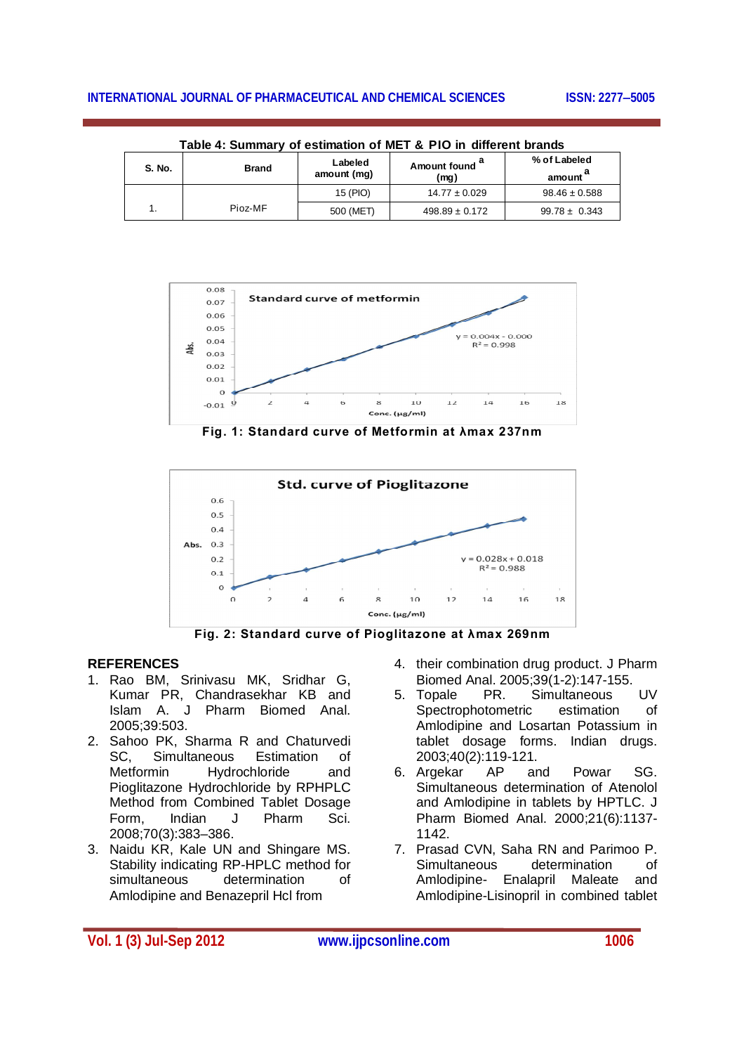**Table 4: Summary of estimation of MET & PIO in different brands**

| S. No. | Brand | Labeled amount (mg) | Amount found [a] (mg) | % of Labeled amount [a] |
|---|---|---|---|---|
| 1. | Pioz-MF | 15 (PIO) | 14.77 ± 0.029 | 98.46 ± 0.588 |
| | | 500 (MET) | 498.89 ± 0.172 | 99.78 ± 0.343 |

Standard curve of metformin

0.08
0.07
0.06
0.05
0.04
0.03
0.02
0.01
0
-0.01

Abs.

0 2 4 6 8 10 12 14 16 18

Conc. (µg/ml)

y = 0.004x - 0.000
$R^2$ = 0.998

**Fig. 1: Standard curve of Metformin at λmax 237nm**

Std. curve of Pioglitazone

0.6
0.5
0.4
0.3
0.2
0.1
0

Abs.

0 2 4 6 8 10 12 14 16 18

Conc. (µg/ml)

y = 0.028x + 0.018
$R^2$ = 0.988

**Fig. 2: Standard curve of Pioglitazone at λmax 269nm**

## REFERENCES

1. Rao BM, Srinivasu MK, Sridhar G, Kumar PR, Chandrasekhar KB and Islam A. J Pharm Biomed Anal. 2005;39:503.
2. Sahoo PK, Sharma R and Chaturvedi SC, Simultaneous Estimation of Metformin Hydrochloride and Pioglitazone Hydrochloride by RPHPLC Method from Combined Tablet Dosage Form, Indian J Pharm Sci. 2008;70(3):383–386.
3. Naidu KR, Kale UN and Shingare MS. Stability indicating RP-HPLC method for simultaneous determination of Amlodipine and Benazepril Hcl from
4. their combination drug product. J Pharm Biomed Anal. 2005;39(1-2):147-155.
5. Topale PR. Simultaneous UV Spectrophotometric estimation of Amlodipine and Losartan Potassium in tablet dosage forms. Indian drugs. 2003;40(2):119-121.
6. Argekar AP and Powar SG. Simultaneous determination of Atenolol and Amlodipine in tablets by HPTLC. J Pharm Biomed Anal. 2000;21(6):1137-1142.
7. Prasad CVN, Saha RN and Parimoo P. Simultaneous determination of Amlodipine- Enalapril Maleate and Amlodipine-Lisinopril in combined tablet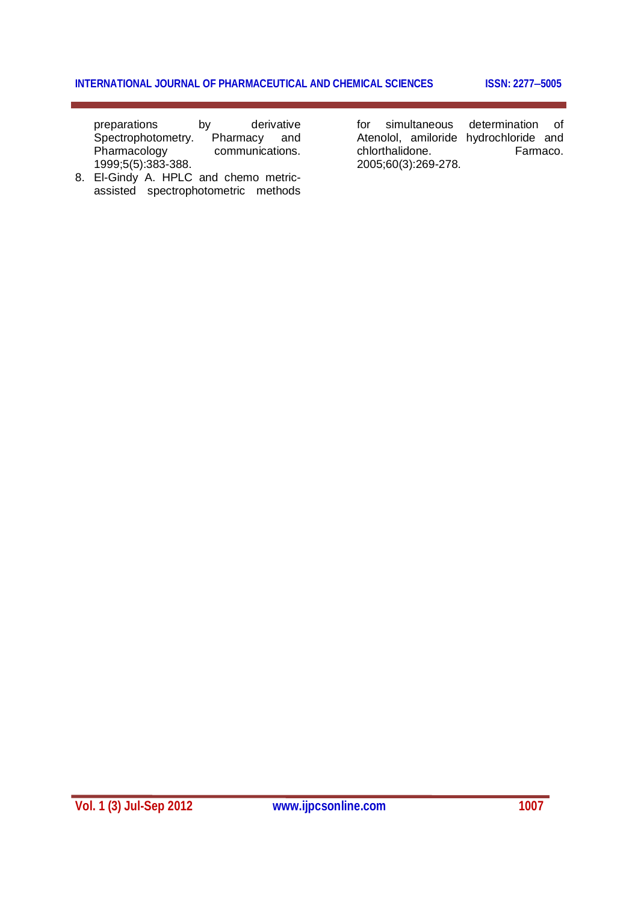preparations by derivative Spectrophotometry. Pharmacy and Pharmacology communications. 1999;5(5):383-388.

8. El-Gindy A. HPLC and chemo metric-assisted spectrophotometric methods for simultaneous determination of Atenolol, amiloride hydrochloride and chlorthalidone. Farmaco. 2005;60(3):269-278.